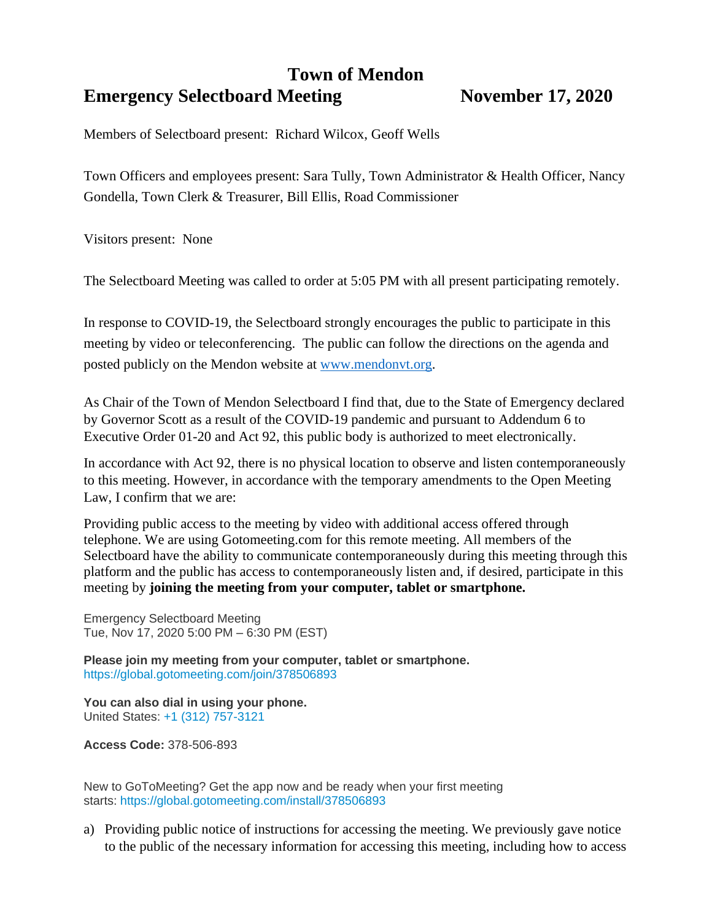# Town of Mendon

## Emergency Selectboard Meeting November 17, 2020

Members of Selectboard present: Richard Wilcox, Geoff Wells

Town Officers and employees present: Sara Tully, Town Administrator & Health Officer, Nancy Gondella, Town Clerk & Treasurer, Bill Ellis, Road Commissioner

Visitors present: None

The Selectboard Meeting was called to order at 5:05 PM with all present participating remotely.

In response to COVID-19, the Selectboard strongly encourages the public to participate in this meeting by video or teleconferencing. The public can follow the directions on the agenda and posted publicly on the Mendon website at www.mendonvt.org.

As Chair of the Town of Mendon Selectboard I find that, due to the State of Emergency declared by Governor Scott as a result of the COVID-19 pandemic and pursuant to Addendum 6 to Executive Order 01-20 and Act 92, this public body is authorized to meet electronically.

In accordance with Act 92, there is no physical location to observe and listen contemporaneously to this meeting. However, in accordance with the temporary amendments to the Open Meeting Law, I confirm that we are:

Providing public access to the meeting by video with additional access offered through telephone. We are using Gotomeeting.com for this remote meeting. All members of the Selectboard have the ability to communicate contemporaneously during this meeting through this platform and the public has access to contemporaneously listen and, if desired, participate in this meeting by **joining the meeting from your computer, tablet or smartphone.**

Emergency Selectboard Meeting
Tue, Nov 17, 2020 5:00 PM – 6:30 PM (EST)

**Please join my meeting from your computer, tablet or smartphone.**
https://global.gotomeeting.com/join/378506893

**You can also dial in using your phone.**
United States: +1 (312) 757-3121

**Access Code:** 378-506-893

New to GoToMeeting? Get the app now and be ready when your first meeting starts: https://global.gotomeeting.com/install/378506893

a) Providing public notice of instructions for accessing the meeting. We previously gave notice to the public of the necessary information for accessing this meeting, including how to access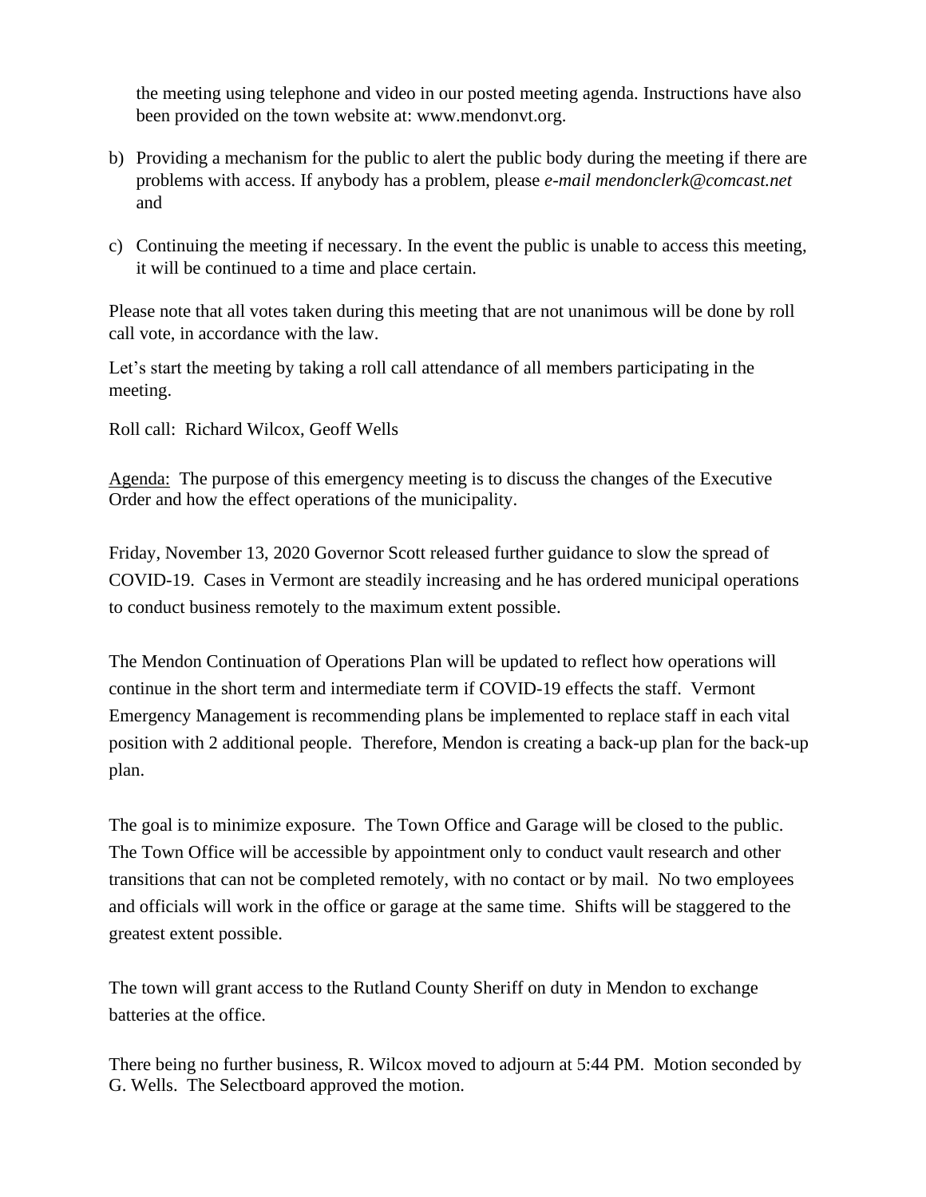the meeting using telephone and video in our posted meeting agenda. Instructions have also been provided on the town website at: www.mendonvt.org.

b) Providing a mechanism for the public to alert the public body during the meeting if there are problems with access. If anybody has a problem, please *e-mail mendonclerk@comcast.net* and

c) Continuing the meeting if necessary. In the event the public is unable to access this meeting, it will be continued to a time and place certain.

Please note that all votes taken during this meeting that are not unanimous will be done by roll call vote, in accordance with the law.

Let's start the meeting by taking a roll call attendance of all members participating in the meeting.

Roll call: Richard Wilcox, Geoff Wells

<u>Agenda:</u> The purpose of this emergency meeting is to discuss the changes of the Executive Order and how the effect operations of the municipality.

Friday, November 13, 2020 Governor Scott released further guidance to slow the spread of COVID-19. Cases in Vermont are steadily increasing and he has ordered municipal operations to conduct business remotely to the maximum extent possible.

The Mendon Continuation of Operations Plan will be updated to reflect how operations will continue in the short term and intermediate term if COVID-19 effects the staff. Vermont Emergency Management is recommending plans be implemented to replace staff in each vital position with 2 additional people. Therefore, Mendon is creating a back-up plan for the back-up plan.

The goal is to minimize exposure. The Town Office and Garage will be closed to the public. The Town Office will be accessible by appointment only to conduct vault research and other transitions that can not be completed remotely, with no contact or by mail. No two employees and officials will work in the office or garage at the same time. Shifts will be staggered to the greatest extent possible.

The town will grant access to the Rutland County Sheriff on duty in Mendon to exchange batteries at the office.

There being no further business, R. Wilcox moved to adjourn at 5:44 PM. Motion seconded by G. Wells. The Selectboard approved the motion.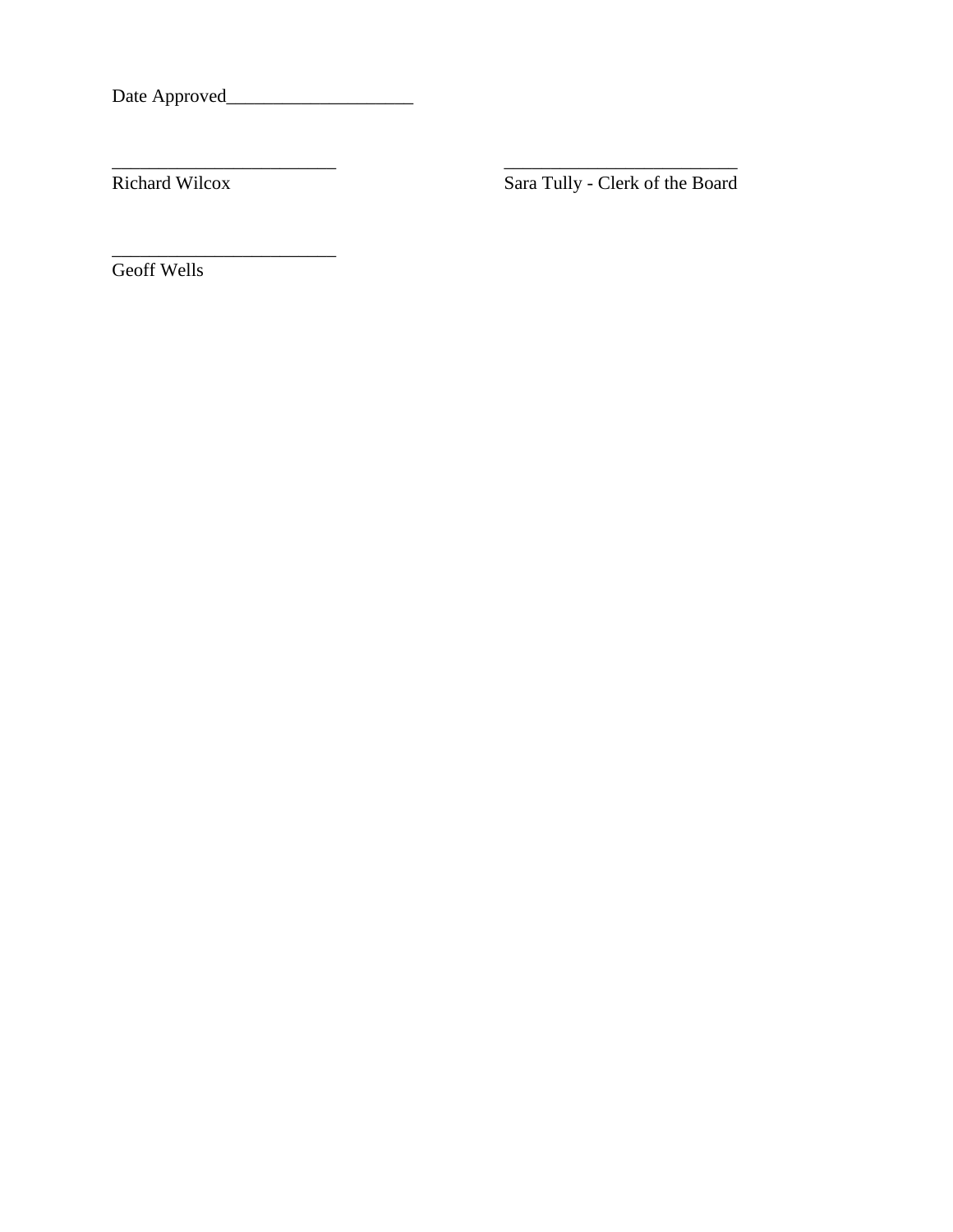Date Approved____________________

________________________
Richard Wilcox

________________________
Sara Tully - Clerk of the Board

________________________
Geoff Wells